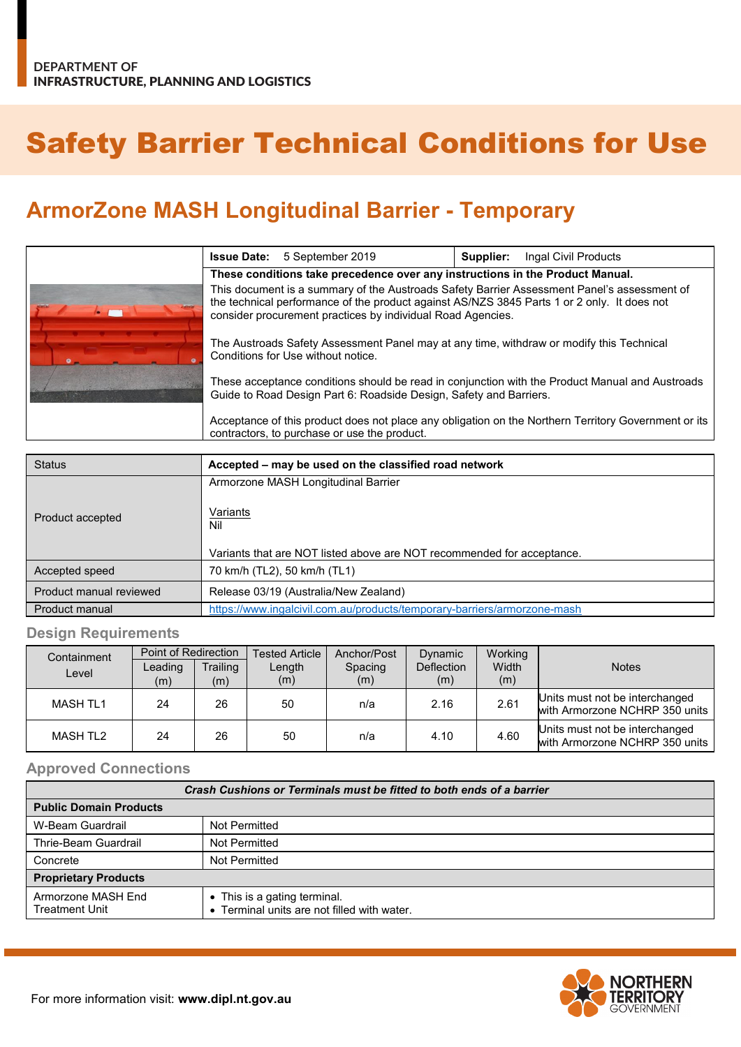DEPARTMENT OF
INFRASTRUCTURE, PLANNING AND LOGISTICS

# Safety Barrier Technical Conditions for Use

## ArmorZone MASH Longitudinal Barrier - Temporary

| | | |
|---|---|---|
| **Issue Date:** 5 September 2019 | **Supplier:** Ingal Civil Products | |

**These conditions take precedence over any instructions in the Product Manual.**

This document is a summary of the Austroads Safety Barrier Assessment Panel's assessment of the technical performance of the product against AS/NZS 3845 Parts 1 or 2 only. It does not consider procurement practices by individual Road Agencies.

The Austroads Safety Assessment Panel may at any time, withdraw or modify this Technical Conditions for Use without notice.

These acceptance conditions should be read in conjunction with the Product Manual and Austroads Guide to Road Design Part 6: Roadside Design, Safety and Barriers.

Acceptance of this product does not place any obligation on the Northern Territory Government or its contractors, to purchase or use the product.

| Status | **Accepted – may be used on the classified road network** |
|---|---|
| Product accepted | Armorzone MASH Longitudinal Barrier<br><br>Variants<br>Nil<br><br>Variants that are NOT listed above are NOT recommended for acceptance. |
| Accepted speed | 70 km/h (TL2), 50 km/h (TL1) |
| Product manual reviewed | Release 03/19 (Australia/New Zealand) |
| Product manual | https://www.ingalcivil.com.au/products/temporary-barriers/armorzone-mash |

### Design Requirements

| Containment Level | Point of Redirection | | Tested Article Length (m) | Anchor/Post Spacing (m) | Dynamic Deflection (m) | Working Width (m) | Notes |
|---|---|---|---|---|---|---|---|
| | Leading (m) | Trailing (m) | | | | | |
| MASH TL1 | 24 | 26 | 50 | n/a | 2.16 | 2.61 | Units must not be interchanged with Armorzone NCHRP 350 units |
| MASH TL2 | 24 | 26 | 50 | n/a | 4.10 | 4.60 | Units must not be interchanged with Armorzone NCHRP 350 units |

### Approved Connections

| ***Crash Cushions or Terminals must be fitted to both ends of a barrier*** | |
|---|---|
| **Public Domain Products** | |
| W-Beam Guardrail | Not Permitted |
| Thrie-Beam Guardrail | Not Permitted |
| Concrete | Not Permitted |
| **Proprietary Products** | |
| Armorzone MASH End Treatment Unit | • This is a gating terminal.<br>• Terminal units are not filled with water. |

For more information visit: **www.dipl.nt.gov.au**

NORTHERN TERRITORY GOVERNMENT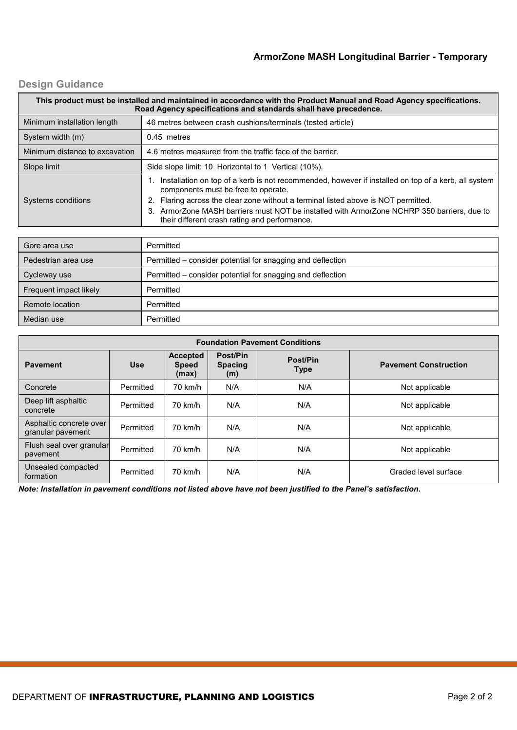**ArmorZone MASH Longitudinal Barrier - Temporary**

## Design Guidance

| **This product must be installed and maintained in accordance with the Product Manual and Road Agency specifications. Road Agency specifications and standards shall have precedence.** | |
|---|---|
| Minimum installation length | 46 metres between crash cushions/terminals (tested article) |
| System width (m) | 0.45 metres |
| Minimum distance to excavation | 4.6 metres measured from the traffic face of the barrier. |
| Slope limit | Side slope limit: 10 Horizontal to 1 Vertical (10%). |
| Systems conditions | 1. Installation on top of a kerb is not recommended, however if installed on top of a kerb, all system components must be free to operate.<br>2. Flaring across the clear zone without a terminal listed above is NOT permitted.<br>3. ArmorZone MASH barriers must NOT be installed with ArmorZone NCHRP 350 barriers, due to their different crash rating and performance. |

| | |
|---|---|
| Gore area use | Permitted |
| Pedestrian area use | Permitted – consider potential for snagging and deflection |
| Cycleway use | Permitted – consider potential for snagging and deflection |
| Frequent impact likely | Permitted |
| Remote location | Permitted |
| Median use | Permitted |

| **Foundation Pavement Conditions** | | | | | |
|---|---|---|---|---|---|
| **Pavement** | **Use** | **Accepted Speed (max)** | **Post/Pin Spacing (m)** | **Post/Pin Type** | **Pavement Construction** |
| Concrete | Permitted | 70 km/h | N/A | N/A | Not applicable |
| Deep lift asphaltic concrete | Permitted | 70 km/h | N/A | N/A | Not applicable |
| Asphaltic concrete over granular pavement | Permitted | 70 km/h | N/A | N/A | Not applicable |
| Flush seal over granular pavement | Permitted | 70 km/h | N/A | N/A | Not applicable |
| Unsealed compacted formation | Permitted | 70 km/h | N/A | N/A | Graded level surface |

***Note: Installation in pavement conditions not listed above have not been justified to the Panel's satisfaction.***